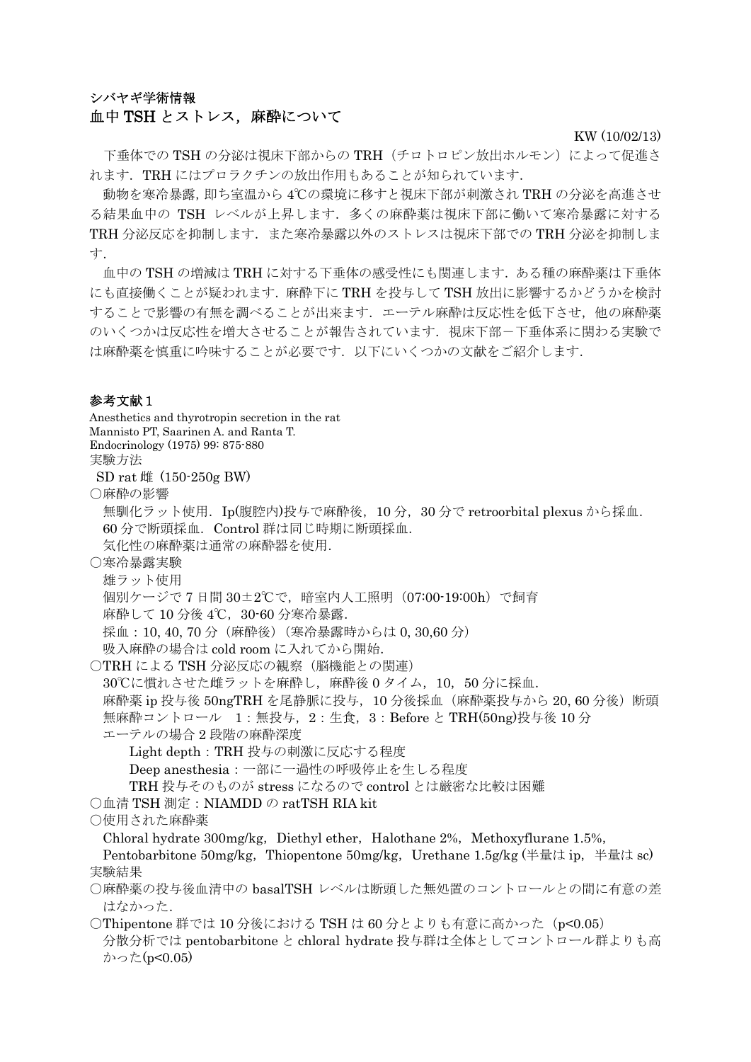シバヤギ学術情報

# 血中 TSH とストレス，麻酔について

KW (10/02/13)

下垂体での TSH の分泌は視床下部からの TRH（チロトロピン放出ホルモン）によって促進されます．TRH にはプロラクチンの放出作用もあることが知られています．

動物を寒冷暴露, 即ち室温から 4℃の環境に移すと視床下部が刺激され TRH の分泌を高進させる結果血中の TSH レベルが上昇します．多くの麻酔薬は視床下部に働いて寒冷暴露に対する TRH 分泌反応を抑制します．また寒冷暴露以外のストレスは視床下部での TRH 分泌を抑制します．

血中の TSH の増減は TRH に対する下垂体の感受性にも関連します．ある種の麻酔薬は下垂体にも直接働くことが疑われます．麻酔下に TRH を投与して TSH 放出に影響するかどうかを検討することで影響の有無を調べることが出来ます．エーテル麻酔は反応性を低下させ，他の麻酔薬のいくつかは反応性を増大させることが報告されています．視床下部－下垂体系に関わる実験では麻酔薬を慎重に吟味することが必要です．以下にいくつかの文献をご紹介します．

## 参考文献１

Anesthetics and thyrotropin secretion in the rat
Mannisto PT, Saarinen A. and Ranta T.
Endocrinology (1975) 99: 875-880

実験方法

SD rat 雌（150-250g BW）

○麻酔の影響

無馴化ラット使用．Ip(腹腔内)投与で麻酔後，10 分，30 分で retroorbital plexus から採血．60 分で断頭採血．Control 群は同じ時期に断頭採血．

気化性の麻酔薬は通常の麻酔器を使用．

○寒冷暴露実験

雄ラット使用

個別ケージで 7 日間 30±2℃で，暗室内人工照明（07:00-19:00h）で飼育

麻酔して 10 分後 4℃，30-60 分寒冷暴露．

採血：10, 40, 70 分（麻酔後）（寒冷暴露時からは 0, 30,60 分）

吸入麻酔の場合は cold room に入れてから開始．

○TRH による TSH 分泌反応の観察（脳機能との関連）

30℃に慣れさせた雌ラットを麻酔し，麻酔後 0 タイム，10，50 分に採血．

麻酔薬 ip 投与後 50ngTRH を尾静脈に投与，10 分後採血（麻酔薬投与から 20, 60 分後）断頭

無麻酔コントロール　1：無投与，2：生食，3：Before と TRH(50ng)投与後 10 分

エーテルの場合 2 段階の麻酔深度

Light depth：TRH 投与の刺激に反応する程度

Deep anesthesia：一部に一過性の呼吸停止を生じる程度

TRH 投与そのものが stress になるので control とは厳密な比較は困難

○血清 TSH 測定：NIAMDD の ratTSH RIA kit

○使用された麻酔薬

Chloral hydrate 300mg/kg，Diethyl ether，Halothane 2%，Methoxyflurane 1.5%，Pentobarbitone 50mg/kg，Thiopentone 50mg/kg，Urethane 1.5g/kg (半量は ip，半量は sc)

実験結果

○麻酔薬の投与後血清中の basalTSH レベルは断頭した無処置のコントロールとの間に有意の差はなかった．

○Thipentone 群では 10 分後における TSH は 60 分とよりも有意に高かった（$p<0.05$）

分散分析では pentobarbitone と chloral hydrate 投与群は全体としてコントロール群よりも高かった($p<0.05$)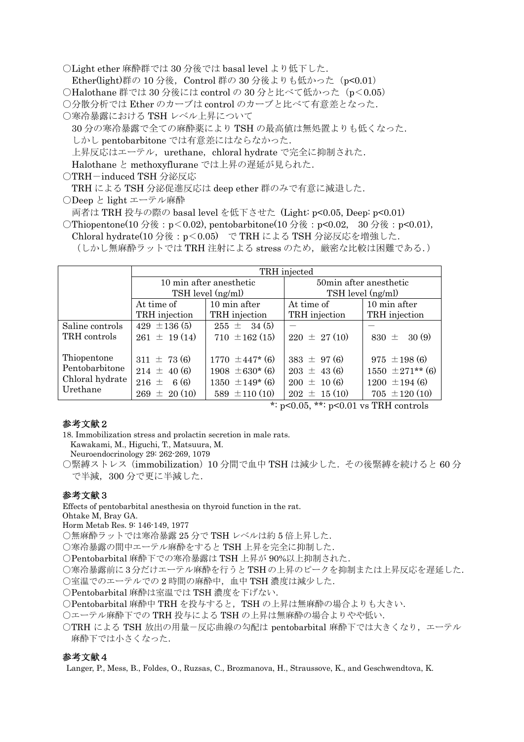○Light ether 麻酔群では 30 分後では basal level より低下した．
Ether(light)群の 10 分後，Control 群の 30 分後よりも低かった（$p<0.01$）
○Halothane 群では 30 分後には control の 30 分と比べて低かった（$p<0.05$）
○分散分析では Ether のカーブは control のカーブと比べて有意差となった．
○寒冷暴露における TSH レベル上昇について
30 分の寒冷暴露で全ての麻酔薬により TSH の最高値は無処置よりも低くなった．
しかし pentobarbitone では有意差にはならなかった．
上昇反応はエーテル，urethane，chloral hydrate で完全に抑制された．
Halothane と methoxyflurane では上昇の遅延が見られた．
○TRH－induced TSH 分泌反応
TRH による TSH 分泌促進反応は deep ether 群のみで有意に減退した．
○Deep と light エーテル麻酔
両者は TRH 投与の際の basal level を低下させた（Light: $p<0.05$, Deep: $p<0.01$）
○Thiopentone(10 分後：$p<0.02$), pentobarbitone(10 分後：$p<0.02$,　30 分後：$p<0.01$),
Chloral hydrate(10 分後：$p<0.05$)　で TRH による TSH 分泌反応を増強した．
（しかし無麻酔ラットでは TRH 注射による stress のため，厳密な比較は困難である．）

| | TRH injected | | | |
|---|---|---|---|---|
| | 10 min after anesthetic TSH level (ng/ml) | | 50min after anesthetic TSH level (ng/ml) | |
| | At time of TRH injection | 10 min after TRH injection | At time of TRH injection | 10 min after TRH injection |
| Saline controls | 429 ±136 (5) | 255 ± 34 (5) | － | － |
| TRH controls | 261 ± 19 (14) | 710 ±162 (15) | 220 ± 27 (10) | 830 ± 30 (9) |
| Thiopentone | 311 ± 73 (6) | 1770 ±447* (6) | 383 ± 97 (6) | 975 ±198 (6) |
| Pentobarbitone | 214 ± 40 (6) | 1908 ±630* (6) | 203 ± 43 (6) | 1550 ±271** (6) |
| Chloral hydrate | 216 ± 6 (6) | 1350 ±149* (6) | 200 ± 10 (6) | 1200 ±194 (6) |
| Urethane | 269 ± 20 (10) | 589 ±110 (10) | 202 ± 15 (10) | 705 ±120 (10) |

*: $p<0.05$, **: $p<0.01$ vs TRH controls

## 参考文献 2

18. Immobilization stress and prolactin secretion in male rats.
Kawakami, M., Higuchi, T., Matsuura, M.
Neuroendocrinology 29: 262-269, 1079

○緊縛ストレス（immobilization）10 分間で血中 TSH は減少した．その後緊縛を続けると 60 分で半減，300 分で更に半減した．

## 参考文献 3

Effects of pentobarbital anesthesia on thyroid function in the rat.
Ohtake M, Bray GA.
Horm Metab Res. 9: 146-149, 1977

○無麻酔ラットでは寒冷暴露 25 分で TSH レベルは約 5 倍上昇した．
○寒冷暴露の間中エーテル麻酔をすると TSH 上昇を完全に抑制した．
○Pentobarbital 麻酔下での寒冷暴露は TSH 上昇が 90%以上抑制された．
○寒冷暴露前に 3 分だけエーテル麻酔を行うと TSH の上昇のピークを抑制または上昇反応を遅延した．
○室温でのエーテルでの 2 時間の麻酔中，血中 TSH 濃度は減少した．
○Pentobarbital 麻酔は室温では TSH 濃度を下げない．
○Pentobarbital 麻酔中 TRH を投与すると，TSH の上昇は無麻酔の場合よりも大きい．
○エーテル麻酔下での TRH 投与による TSH の上昇は無麻酔の場合よりやや低い．
○TRH による TSH 放出の用量－反応曲線の勾配は pentobarbital 麻酔下では大きくなり，エーテル麻酔下では小さくなった．

## 参考文献 4

Langer, P., Mess, B., Foldes, O., Ruzsas, C., Brozmanova, H., Straussove, K., and Geschwendtova, K.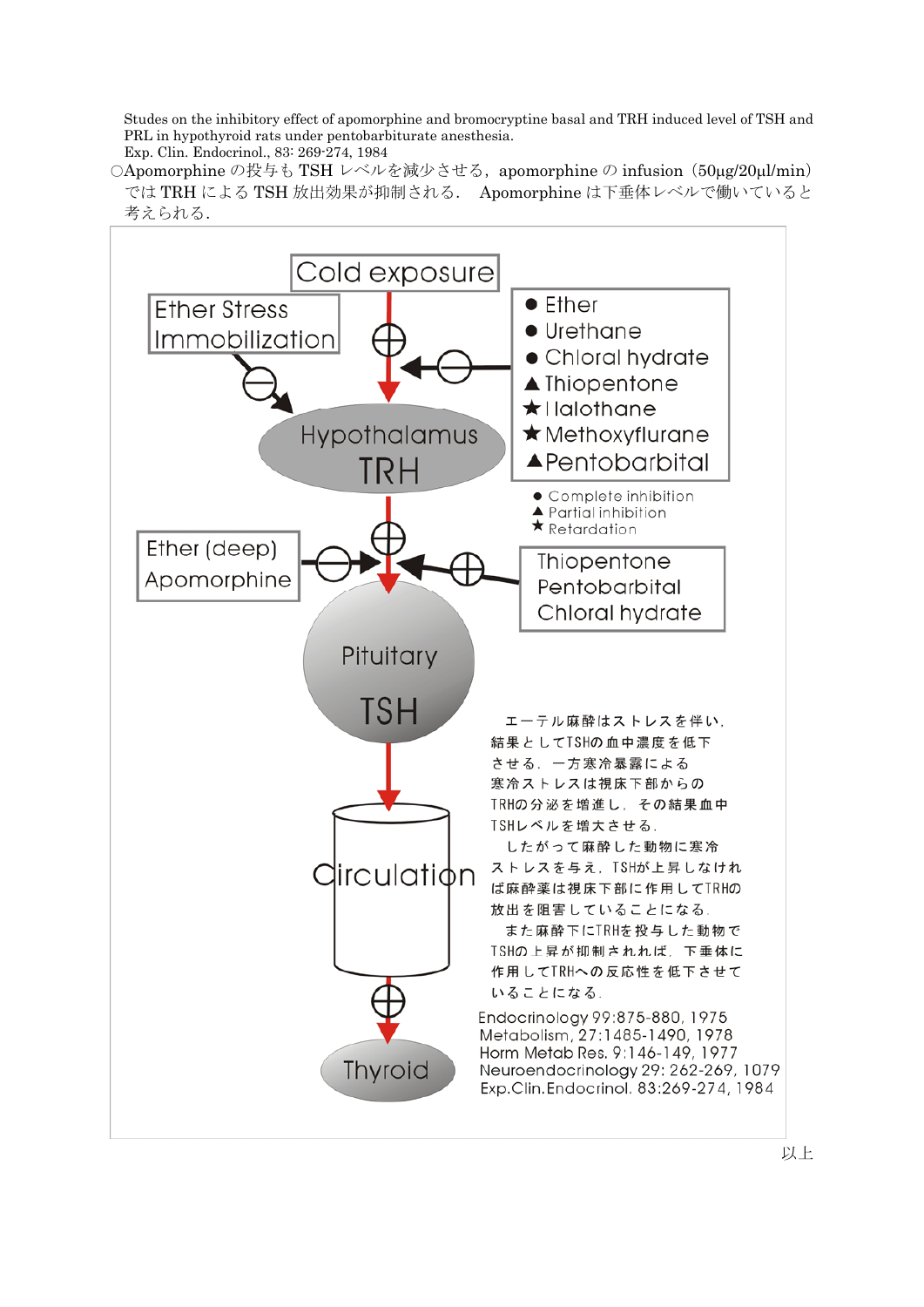Studes on the inhibitory effect of apomorphine and bromocryptine basal and TRH induced level of TSH and PRL in hypothyroid rats under pentobarbiturate anesthesia.
Exp. Clin. Endocrinol., 83: 269-274, 1984

○Apomorphine の投与も TSH レベルを減少させる，apomorphine の infusion（50μg/20μl/min）では TRH による TSH 放出効果が抑制される． Apomorphine は下垂体レベルで働いていると考えられる．

Cold exposure

Ether Stress
Immobilization

● Ether
● Urethane
● Chloral hydrate
▲ Thiopentone
★ Halothane
★ Methoxyflurane
▲ Pentobarbital

● Complete inhibition
▲ Partial inhibition
★ Retardation

Hypothalamus
TRH

Ether (deep)
Apomorphine

Thiopentone
Pentobarbital
Chloral hydrate

Pituitary
TSH

Circulation

Thyroid

エーテル麻酔はストレスを伴い，結果としてTSHの血中濃度を低下させる．一方寒冷暴露による寒冷ストレスは視床下部からのTRHの分泌を増進し，その結果血中TSHレベルを増大させる．

したがって麻酔した動物に寒冷ストレスを与え，TSHが上昇しなければ麻酔薬は視床下部に作用してTRHの放出を阻害していることになる．

また麻酔下にTRHを投与した動物でTSHの上昇が抑制されれば，下垂体に作用してTRHへの反応性を低下させていることになる．

Endocrinology 99:875-880, 1975
Metabolism, 27:1485-1490, 1978
Horm Metab Res. 9:146-149, 1977
Neuroendocrinology 29: 262-269, 1079
Exp.Clin.Endocrinol. 83:269-274, 1984

以上